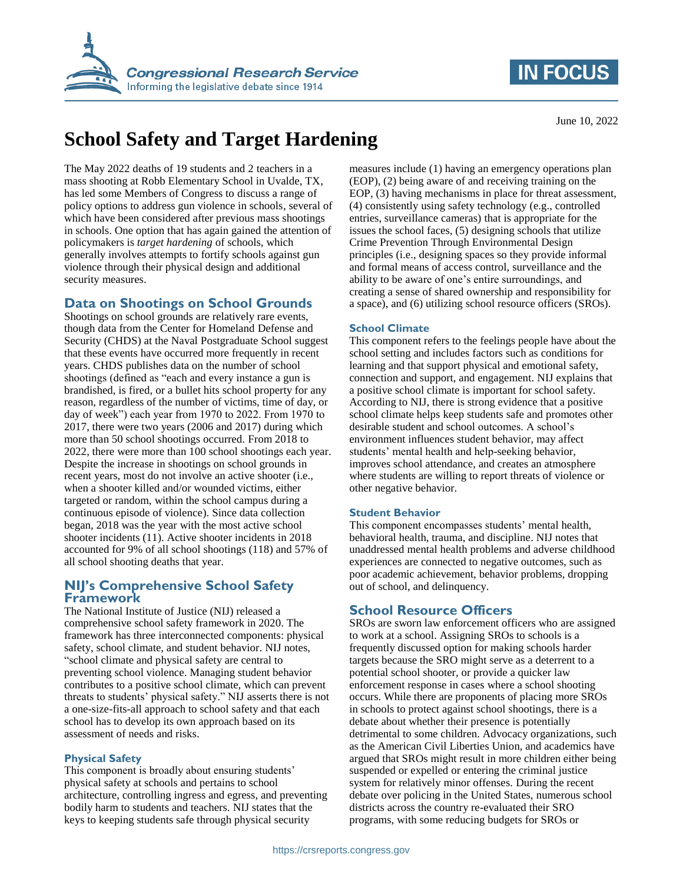# School Safety and Target Hardening

June 10, 2022

The May 2022 deaths of 19 students and 2 teachers in a mass shooting at Robb Elementary School in Uvalde, TX, has led some Members of Congress to discuss a range of policy options to address gun violence in schools, several of which have been considered after previous mass shootings in schools. One option that has again gained the attention of policymakers is *target hardening* of schools, which generally involves attempts to fortify schools against gun violence through their physical design and additional security measures.

## Data on Shootings on School Grounds

Shootings on school grounds are relatively rare events, though data from the Center for Homeland Defense and Security (CHDS) at the Naval Postgraduate School suggest that these events have occurred more frequently in recent years. CHDS publishes data on the number of school shootings (defined as "each and every instance a gun is brandished, is fired, or a bullet hits school property for any reason, regardless of the number of victims, time of day, or day of week") each year from 1970 to 2022. From 1970 to 2017, there were two years (2006 and 2017) during which more than 50 school shootings occurred. From 2018 to 2022, there were more than 100 school shootings each year. Despite the increase in shootings on school grounds in recent years, most do not involve an active shooter (i.e., when a shooter killed and/or wounded victims, either targeted or random, within the school campus during a continuous episode of violence). Since data collection began, 2018 was the year with the most active school shooter incidents (11). Active shooter incidents in 2018 accounted for 9% of all school shootings (118) and 57% of all school shooting deaths that year.

## NIJ's Comprehensive School Safety Framework

The National Institute of Justice (NIJ) released a comprehensive school safety framework in 2020. The framework has three interconnected components: physical safety, school climate, and student behavior. NIJ notes, "school climate and physical safety are central to preventing school violence. Managing student behavior contributes to a positive school climate, which can prevent threats to students' physical safety." NIJ asserts there is not a one-size-fits-all approach to school safety and that each school has to develop its own approach based on its assessment of needs and risks.

### Physical Safety

This component is broadly about ensuring students' physical safety at schools and pertains to school architecture, controlling ingress and egress, and preventing bodily harm to students and teachers. NIJ states that the keys to keeping students safe through physical security measures include (1) having an emergency operations plan (EOP), (2) being aware of and receiving training on the EOP, (3) having mechanisms in place for threat assessment, (4) consistently using safety technology (e.g., controlled entries, surveillance cameras) that is appropriate for the issues the school faces, (5) designing schools that utilize Crime Prevention Through Environmental Design principles (i.e., designing spaces so they provide informal and formal means of access control, surveillance and the ability to be aware of one's entire surroundings, and creating a sense of shared ownership and responsibility for a space), and (6) utilizing school resource officers (SROs).

### School Climate

This component refers to the feelings people have about the school setting and includes factors such as conditions for learning and that support physical and emotional safety, connection and support, and engagement. NIJ explains that a positive school climate is important for school safety. According to NIJ, there is strong evidence that a positive school climate helps keep students safe and promotes other desirable student and school outcomes. A school's environment influences student behavior, may affect students' mental health and help-seeking behavior, improves school attendance, and creates an atmosphere where students are willing to report threats of violence or other negative behavior.

### Student Behavior

This component encompasses students' mental health, behavioral health, trauma, and discipline. NIJ notes that unaddressed mental health problems and adverse childhood experiences are connected to negative outcomes, such as poor academic achievement, behavior problems, dropping out of school, and delinquency.

## School Resource Officers

SROs are sworn law enforcement officers who are assigned to work at a school. Assigning SROs to schools is a frequently discussed option for making schools harder targets because the SRO might serve as a deterrent to a potential school shooter, or provide a quicker law enforcement response in cases where a school shooting occurs. While there are proponents of placing more SROs in schools to protect against school shootings, there is a debate about whether their presence is potentially detrimental to some children. Advocacy organizations, such as the American Civil Liberties Union, and academics have argued that SROs might result in more children either being suspended or expelled or entering the criminal justice system for relatively minor offenses. During the recent debate over policing in the United States, numerous school districts across the country re-evaluated their SRO programs, with some reducing budgets for SROs or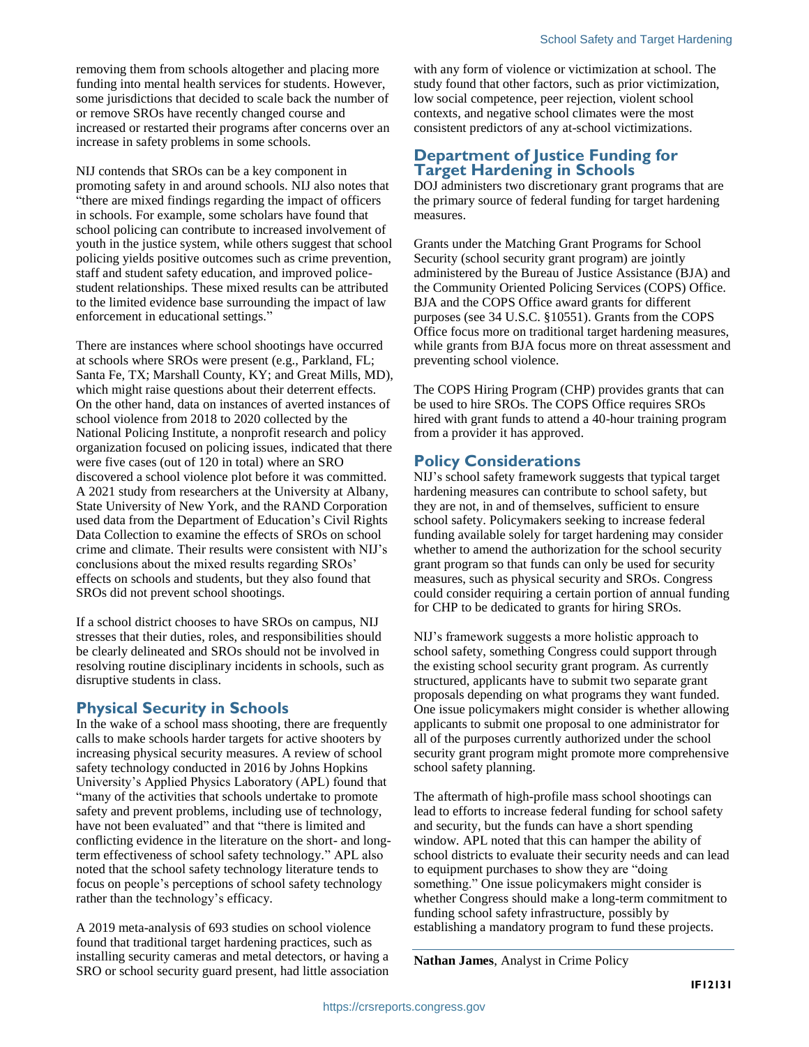removing them from schools altogether and placing more funding into mental health services for students. However, some jurisdictions that decided to scale back the number of or remove SROs have recently changed course and increased or restarted their programs after concerns over an increase in safety problems in some schools.

NIJ contends that SROs can be a key component in promoting safety in and around schools. NIJ also notes that "there are mixed findings regarding the impact of officers in schools. For example, some scholars have found that school policing can contribute to increased involvement of youth in the justice system, while others suggest that school policing yields positive outcomes such as crime prevention, staff and student safety education, and improved police-student relationships. These mixed results can be attributed to the limited evidence base surrounding the impact of law enforcement in educational settings."

There are instances where school shootings have occurred at schools where SROs were present (e.g., Parkland, FL; Santa Fe, TX; Marshall County, KY; and Great Mills, MD), which might raise questions about their deterrent effects. On the other hand, data on instances of averted instances of school violence from 2018 to 2020 collected by the National Policing Institute, a nonprofit research and policy organization focused on policing issues, indicated that there were five cases (out of 120 in total) where an SRO discovered a school violence plot before it was committed. A 2021 study from researchers at the University at Albany, State University of New York, and the RAND Corporation used data from the Department of Education's Civil Rights Data Collection to examine the effects of SROs on school crime and climate. Their results were consistent with NIJ's conclusions about the mixed results regarding SROs' effects on schools and students, but they also found that SROs did not prevent school shootings.

If a school district chooses to have SROs on campus, NIJ stresses that their duties, roles, and responsibilities should be clearly delineated and SROs should not be involved in resolving routine disciplinary incidents in schools, such as disruptive students in class.

## Physical Security in Schools

In the wake of a school mass shooting, there are frequently calls to make schools harder targets for active shooters by increasing physical security measures. A review of school safety technology conducted in 2016 by Johns Hopkins University's Applied Physics Laboratory (APL) found that "many of the activities that schools undertake to promote safety and prevent problems, including use of technology, have not been evaluated" and that "there is limited and conflicting evidence in the literature on the short- and long-term effectiveness of school safety technology." APL also noted that the school safety technology literature tends to focus on people's perceptions of school safety technology rather than the technology's efficacy.

A 2019 meta-analysis of 693 studies on school violence found that traditional target hardening practices, such as installing security cameras and metal detectors, or having a SRO or school security guard present, had little association with any form of violence or victimization at school. The study found that other factors, such as prior victimization, low social competence, peer rejection, violent school contexts, and negative school climates were the most consistent predictors of any at-school victimizations.

## Department of Justice Funding for Target Hardening in Schools

DOJ administers two discretionary grant programs that are the primary source of federal funding for target hardening measures.

Grants under the Matching Grant Programs for School Security (school security grant program) are jointly administered by the Bureau of Justice Assistance (BJA) and the Community Oriented Policing Services (COPS) Office. BJA and the COPS Office award grants for different purposes (see 34 U.S.C. §10551). Grants from the COPS Office focus more on traditional target hardening measures, while grants from BJA focus more on threat assessment and preventing school violence.

The COPS Hiring Program (CHP) provides grants that can be used to hire SROs. The COPS Office requires SROs hired with grant funds to attend a 40-hour training program from a provider it has approved.

## Policy Considerations

NIJ's school safety framework suggests that typical target hardening measures can contribute to school safety, but they are not, in and of themselves, sufficient to ensure school safety. Policymakers seeking to increase federal funding available solely for target hardening may consider whether to amend the authorization for the school security grant program so that funds can only be used for security measures, such as physical security and SROs. Congress could consider requiring a certain portion of annual funding for CHP to be dedicated to grants for hiring SROs.

NIJ's framework suggests a more holistic approach to school safety, something Congress could support through the existing school security grant program. As currently structured, applicants have to submit two separate grant proposals depending on what programs they want funded. One issue policymakers might consider is whether allowing applicants to submit one proposal to one administrator for all of the purposes currently authorized under the school security grant program might promote more comprehensive school safety planning.

The aftermath of high-profile mass school shootings can lead to efforts to increase federal funding for school safety and security, but the funds can have a short spending window. APL noted that this can hamper the ability of school districts to evaluate their security needs and can lead to equipment purchases to show they are "doing something." One issue policymakers might consider is whether Congress should make a long-term commitment to funding school safety infrastructure, possibly by establishing a mandatory program to fund these projects.

**Nathan James**, Analyst in Crime Policy

IF12131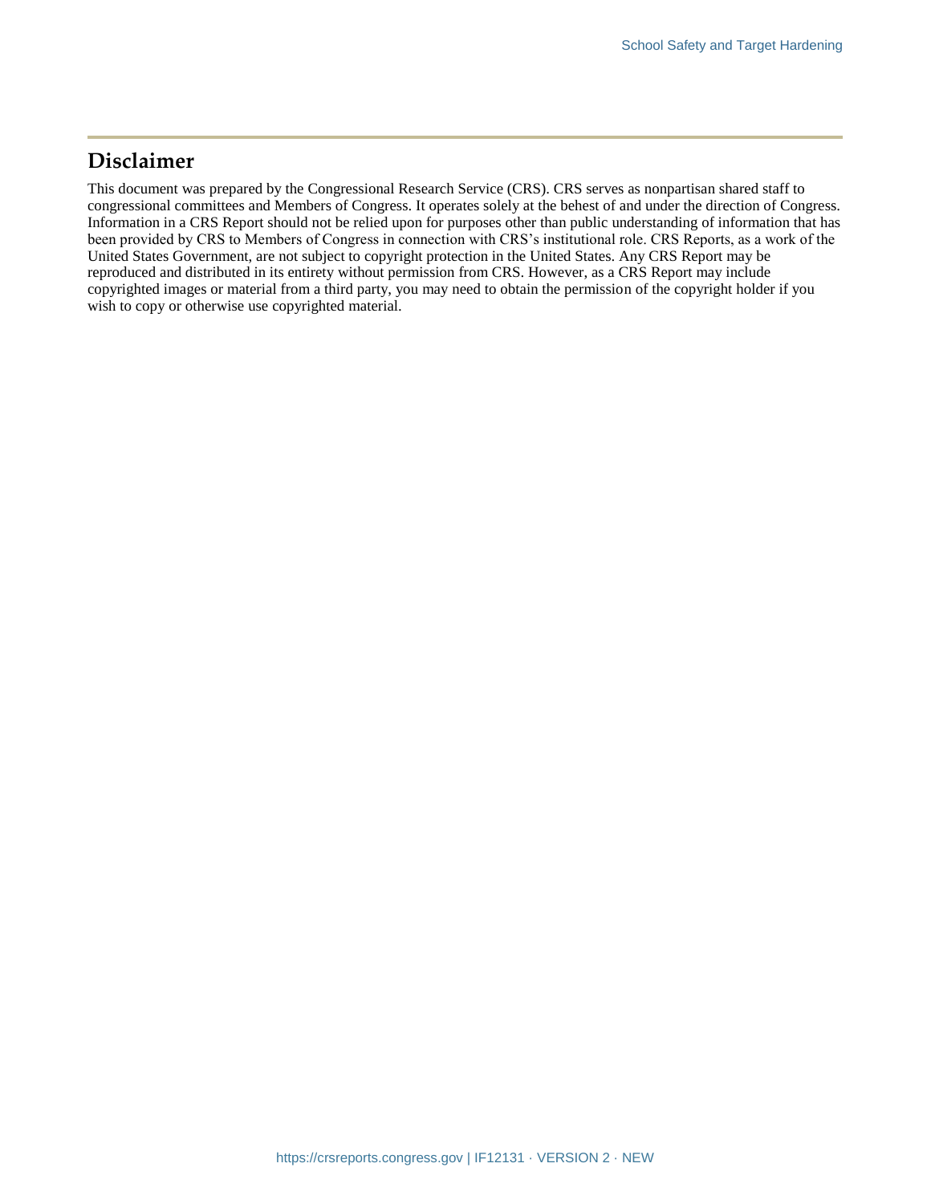## Disclaimer

This document was prepared by the Congressional Research Service (CRS). CRS serves as nonpartisan shared staff to congressional committees and Members of Congress. It operates solely at the behest of and under the direction of Congress. Information in a CRS Report should not be relied upon for purposes other than public understanding of information that has been provided by CRS to Members of Congress in connection with CRS's institutional role. CRS Reports, as a work of the United States Government, are not subject to copyright protection in the United States. Any CRS Report may be reproduced and distributed in its entirety without permission from CRS. However, as a CRS Report may include copyrighted images or material from a third party, you may need to obtain the permission of the copyright holder if you wish to copy or otherwise use copyrighted material.